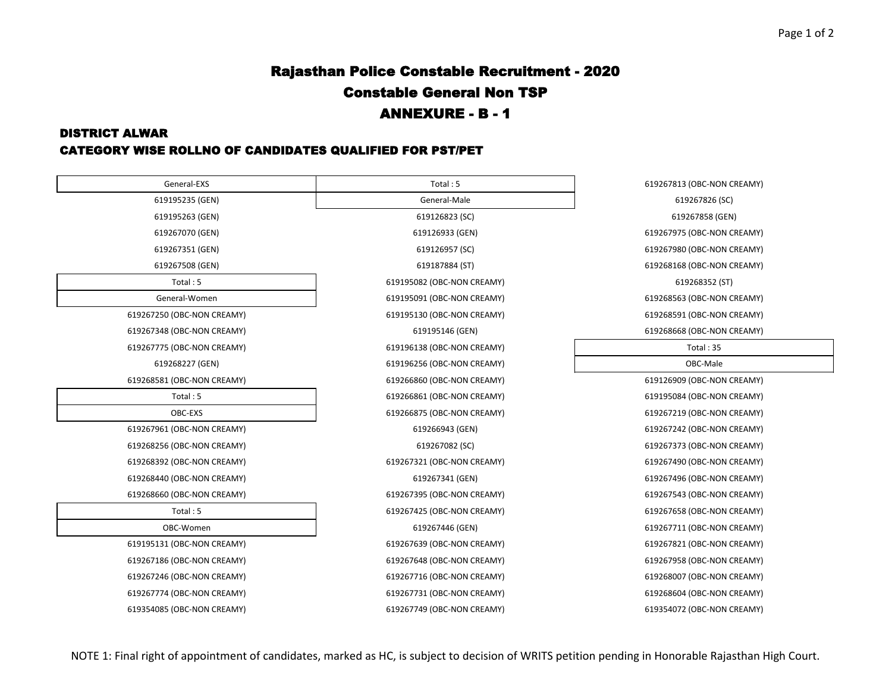# Rajasthan Police Constable Recruitment - 2020

## Constable General Non TSP

## ANNEXURE - B - 1

### DISTRICT ALWAR

### CATEGORY WISE ROLLNO OF CANDIDATES QUALIFIED FOR PST/PET

**General-EXS**

619195235 (GEN)
619195263 (GEN)
619267070 (GEN)
619267351 (GEN)
619267508 (GEN)

Total : 5

**General-Women**

619267250 (OBC-NON CREAMY)
619267348 (OBC-NON CREAMY)
619267775 (OBC-NON CREAMY)
619268227 (GEN)
619268581 (OBC-NON CREAMY)

Total : 5

**OBC-EXS**

619267961 (OBC-NON CREAMY)
619268256 (OBC-NON CREAMY)
619268392 (OBC-NON CREAMY)
619268440 (OBC-NON CREAMY)
619268660 (OBC-NON CREAMY)

Total : 5

**OBC-Women**

619195131 (OBC-NON CREAMY)
619267186 (OBC-NON CREAMY)
619267246 (OBC-NON CREAMY)
619267774 (OBC-NON CREAMY)
619354085 (OBC-NON CREAMY)

Total : 5

**General-Male**

619126823 (SC)
619126933 (GEN)
619126957 (SC)
619187884 (ST)
619195082 (OBC-NON CREAMY)
619195091 (OBC-NON CREAMY)
619195130 (OBC-NON CREAMY)
619195146 (GEN)
619196138 (OBC-NON CREAMY)
619196256 (OBC-NON CREAMY)
619266860 (OBC-NON CREAMY)
619266861 (OBC-NON CREAMY)
619266875 (OBC-NON CREAMY)
619266943 (GEN)
619267082 (SC)
619267321 (OBC-NON CREAMY)
619267341 (GEN)
619267395 (OBC-NON CREAMY)
619267425 (OBC-NON CREAMY)
619267446 (GEN)
619267639 (OBC-NON CREAMY)
619267648 (OBC-NON CREAMY)
619267716 (OBC-NON CREAMY)
619267731 (OBC-NON CREAMY)
619267749 (OBC-NON CREAMY)
619267813 (OBC-NON CREAMY)
619267826 (SC)
619267858 (GEN)
619267975 (OBC-NON CREAMY)
619267980 (OBC-NON CREAMY)
619268168 (OBC-NON CREAMY)
619268352 (ST)
619268563 (OBC-NON CREAMY)
619268591 (OBC-NON CREAMY)
619268668 (OBC-NON CREAMY)

Total : 35

**OBC-Male**

619126909 (OBC-NON CREAMY)
619195084 (OBC-NON CREAMY)
619267219 (OBC-NON CREAMY)
619267242 (OBC-NON CREAMY)
619267373 (OBC-NON CREAMY)
619267490 (OBC-NON CREAMY)
619267496 (OBC-NON CREAMY)
619267543 (OBC-NON CREAMY)
619267658 (OBC-NON CREAMY)
619267711 (OBC-NON CREAMY)
619267821 (OBC-NON CREAMY)
619267958 (OBC-NON CREAMY)
619268007 (OBC-NON CREAMY)
619268604 (OBC-NON CREAMY)
619354072 (OBC-NON CREAMY)

NOTE 1: Final right of appointment of candidates, marked as HC, is subject to decision of WRITS petition pending in Honorable Rajasthan High Court.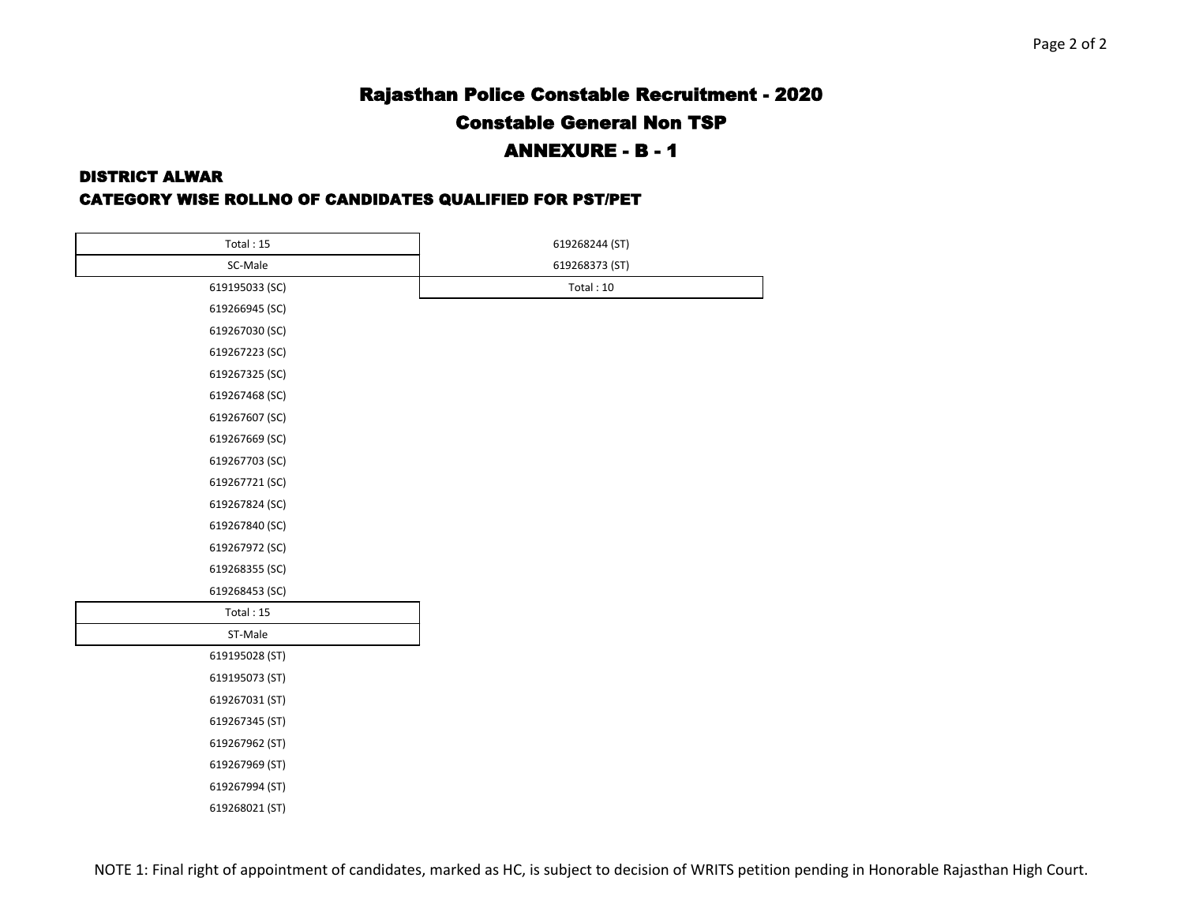# Rajasthan Police Constable Recruitment - 2020

## Constable General Non TSP

## ANNEXURE - B - 1

**DISTRICT ALWAR**

**CATEGORY WISE ROLLNO OF CANDIDATES QUALIFIED FOR PST/PET**

Total : 15

SC-Male

619195033 (SC)
619266945 (SC)
619267030 (SC)
619267223 (SC)
619267325 (SC)
619267468 (SC)
619267607 (SC)
619267669 (SC)
619267703 (SC)
619267721 (SC)
619267824 (SC)
619267840 (SC)
619267972 (SC)
619268355 (SC)
619268453 (SC)

Total : 15

ST-Male

619195028 (ST)
619195073 (ST)
619267031 (ST)
619267345 (ST)
619267962 (ST)
619267969 (ST)
619267994 (ST)
619268021 (ST)
619268244 (ST)
619268373 (ST)

Total : 10

NOTE 1: Final right of appointment of candidates, marked as HC, is subject to decision of WRITS petition pending in Honorable Rajasthan High Court.